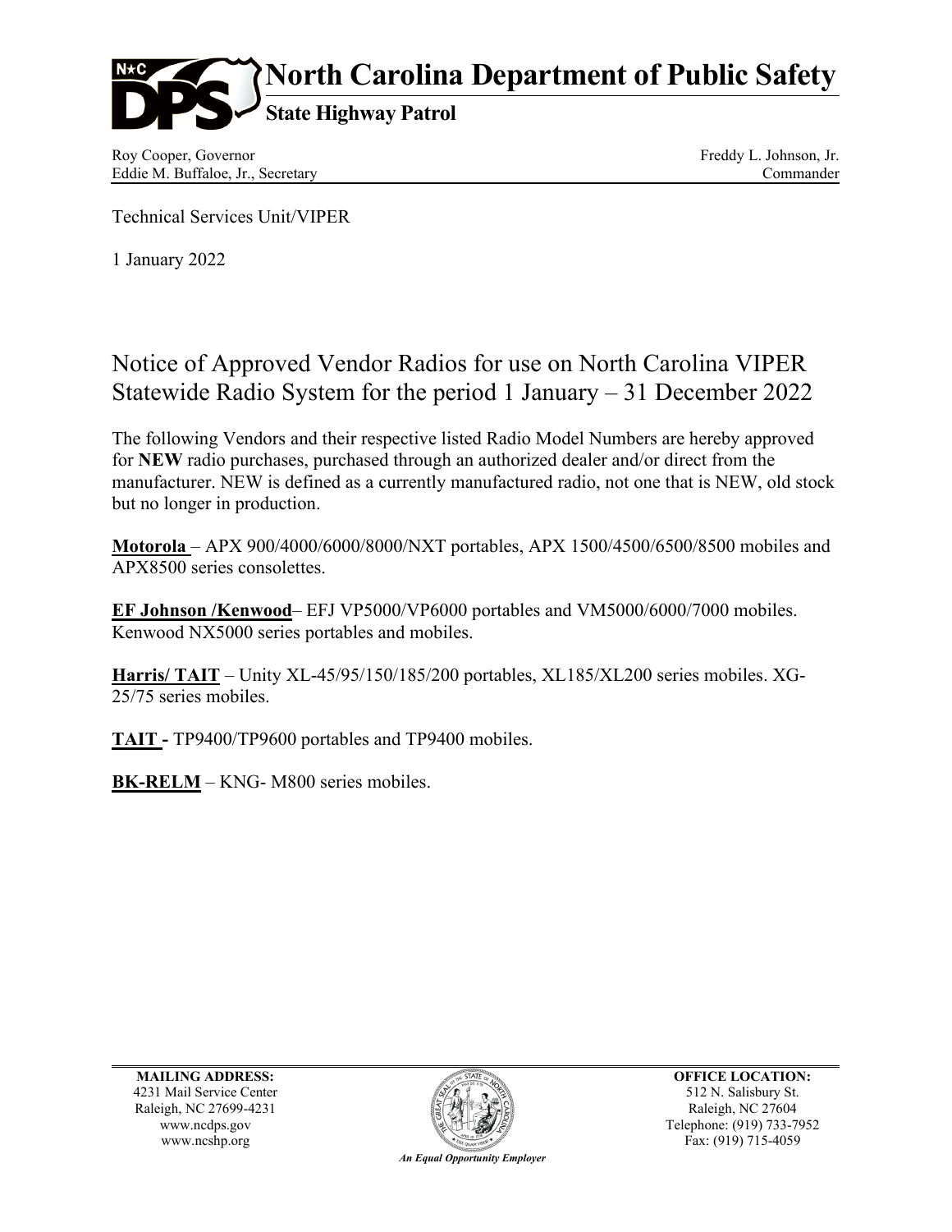# North Carolina Department of Public Safety

## State Highway Patrol

Roy Cooper, Governor
Eddie M. Buffaloe, Jr., Secretary

Freddy L. Johnson, Jr.
Commander

Technical Services Unit/VIPER

1 January 2022

## Notice of Approved Vendor Radios for use on North Carolina VIPER Statewide Radio System for the period 1 January – 31 December 2022

The following Vendors and their respective listed Radio Model Numbers are hereby approved for **NEW** radio purchases, purchased through an authorized dealer and/or direct from the manufacturer. NEW is defined as a currently manufactured radio, not one that is NEW, old stock but no longer in production.

**Motorola** – APX 900/4000/6000/8000/NXT portables, APX 1500/4500/6500/8500 mobiles and APX8500 series consolettes.

**EF Johnson /Kenwood**– EFJ VP5000/VP6000 portables and VM5000/6000/7000 mobiles. Kenwood NX5000 series portables and mobiles.

**Harris/ TAIT** – Unity XL-45/95/150/185/200 portables, XL185/XL200 series mobiles. XG-25/75 series mobiles.

**TAIT -** TP9400/TP9600 portables and TP9400 mobiles.

**BK-RELM** – KNG- M800 series mobiles.

**MAILING ADDRESS:**
4231 Mail Service Center
Raleigh, NC 27699-4231
www.ncdps.gov
www.ncshp.org

*An Equal Opportunity Employer*

**OFFICE LOCATION:**
512 N. Salisbury St.
Raleigh, NC 27604
Telephone: (919) 733-7952
Fax: (919) 715-4059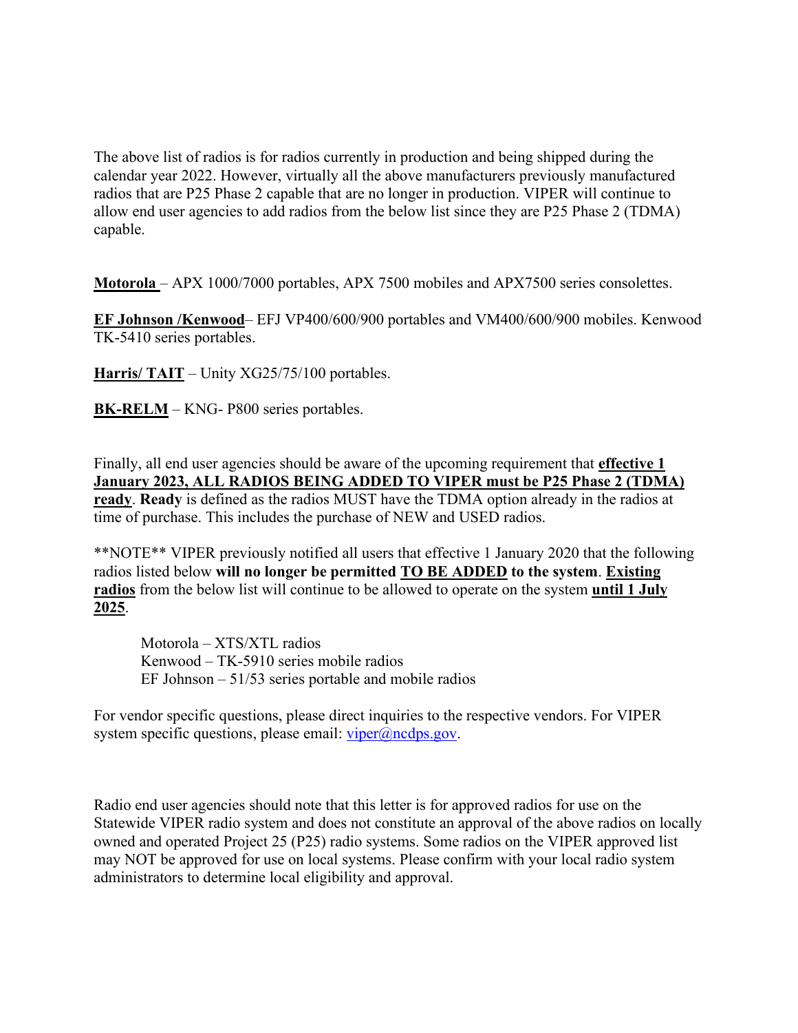The above list of radios is for radios currently in production and being shipped during the calendar year 2022. However, virtually all the above manufacturers previously manufactured radios that are P25 Phase 2 capable that are no longer in production. VIPER will continue to allow end user agencies to add radios from the below list since they are P25 Phase 2 (TDMA) capable.

**Motorola** – APX 1000/7000 portables, APX 7500 mobiles and APX7500 series consolettes.

**EF Johnson /Kenwood**– EFJ VP400/600/900 portables and VM400/600/900 mobiles. Kenwood TK-5410 series portables.

**Harris/ TAIT** – Unity XG25/75/100 portables.

**BK-RELM** – KNG- P800 series portables.

Finally, all end user agencies should be aware of the upcoming requirement that **effective 1 January 2023, ALL RADIOS BEING ADDED TO VIPER must be P25 Phase 2 (TDMA) ready**. **Ready** is defined as the radios MUST have the TDMA option already in the radios at time of purchase. This includes the purchase of NEW and USED radios.

**NOTE** VIPER previously notified all users that effective 1 January 2020 that the following radios listed below **will no longer be permitted TO BE ADDED to the system**. **Existing radios** from the below list will continue to be allowed to operate on the system **until 1 July 2025**.

Motorola – XTS/XTL radios
Kenwood – TK-5910 series mobile radios
EF Johnson – 51/53 series portable and mobile radios

For vendor specific questions, please direct inquiries to the respective vendors. For VIPER system specific questions, please email: viper@ncdps.gov.

Radio end user agencies should note that this letter is for approved radios for use on the Statewide VIPER radio system and does not constitute an approval of the above radios on locally owned and operated Project 25 (P25) radio systems. Some radios on the VIPER approved list may NOT be approved for use on local systems. Please confirm with your local radio system administrators to determine local eligibility and approval.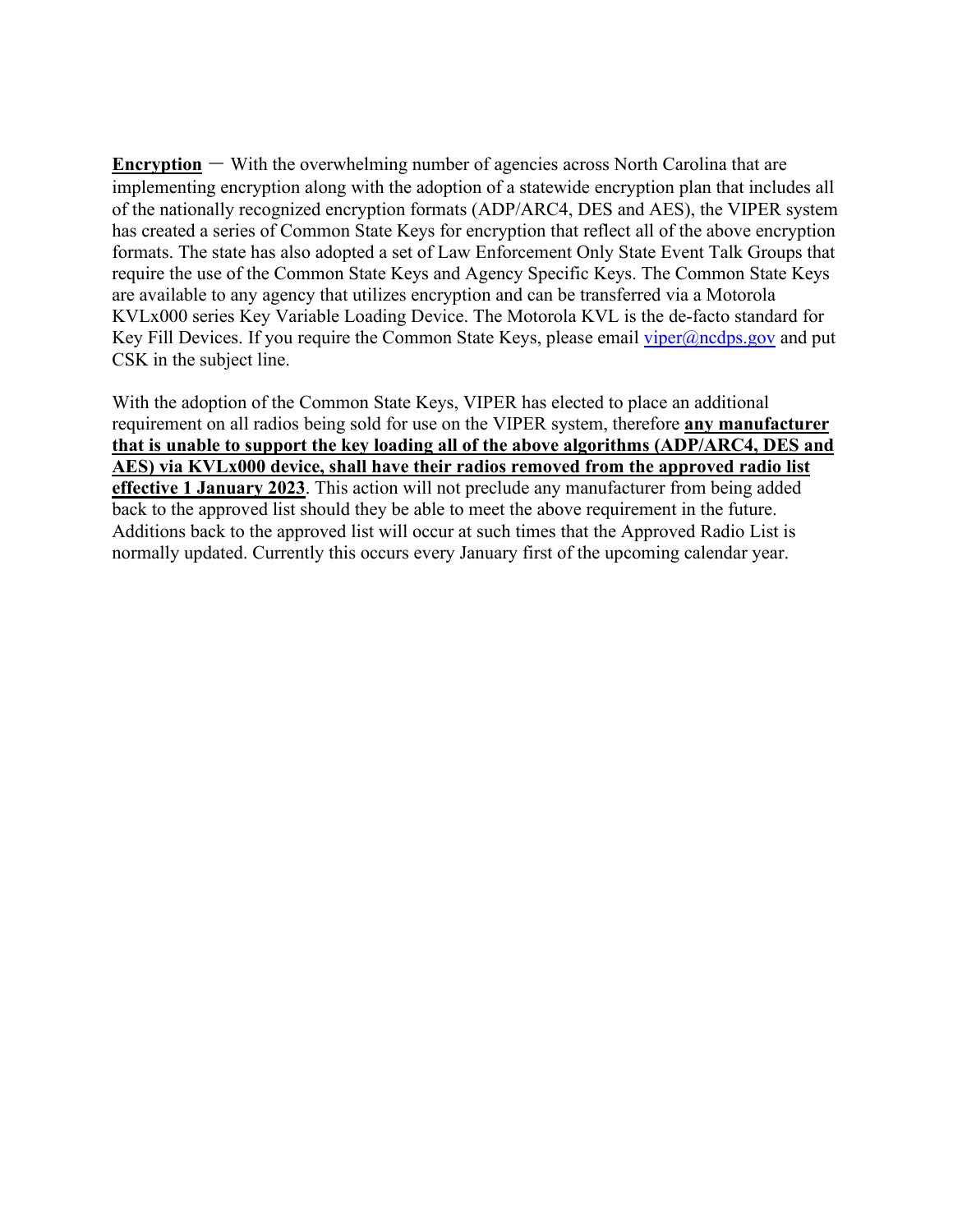**<u>Encryption</u>** — With the overwhelming number of agencies across North Carolina that are implementing encryption along with the adoption of a statewide encryption plan that includes all of the nationally recognized encryption formats (ADP/ARC4, DES and AES), the VIPER system has created a series of Common State Keys for encryption that reflect all of the above encryption formats. The state has also adopted a set of Law Enforcement Only State Event Talk Groups that require the use of the Common State Keys and Agency Specific Keys. The Common State Keys are available to any agency that utilizes encryption and can be transferred via a Motorola KVLx000 series Key Variable Loading Device. The Motorola KVL is the de-facto standard for Key Fill Devices. If you require the Common State Keys, please email [viper@ncdps.gov](mailto:viper@ncdps.gov) and put CSK in the subject line.

With the adoption of the Common State Keys, VIPER has elected to place an additional requirement on all radios being sold for use on the VIPER system, therefore **<u>any manufacturer that is unable to support the key loading all of the above algorithms (ADP/ARC4, DES and AES) via KVLx000 device, shall have their radios removed from the approved radio list effective 1 January 2023</u>**. This action will not preclude any manufacturer from being added back to the approved list should they be able to meet the above requirement in the future. Additions back to the approved list will occur at such times that the Approved Radio List is normally updated. Currently this occurs every January first of the upcoming calendar year.